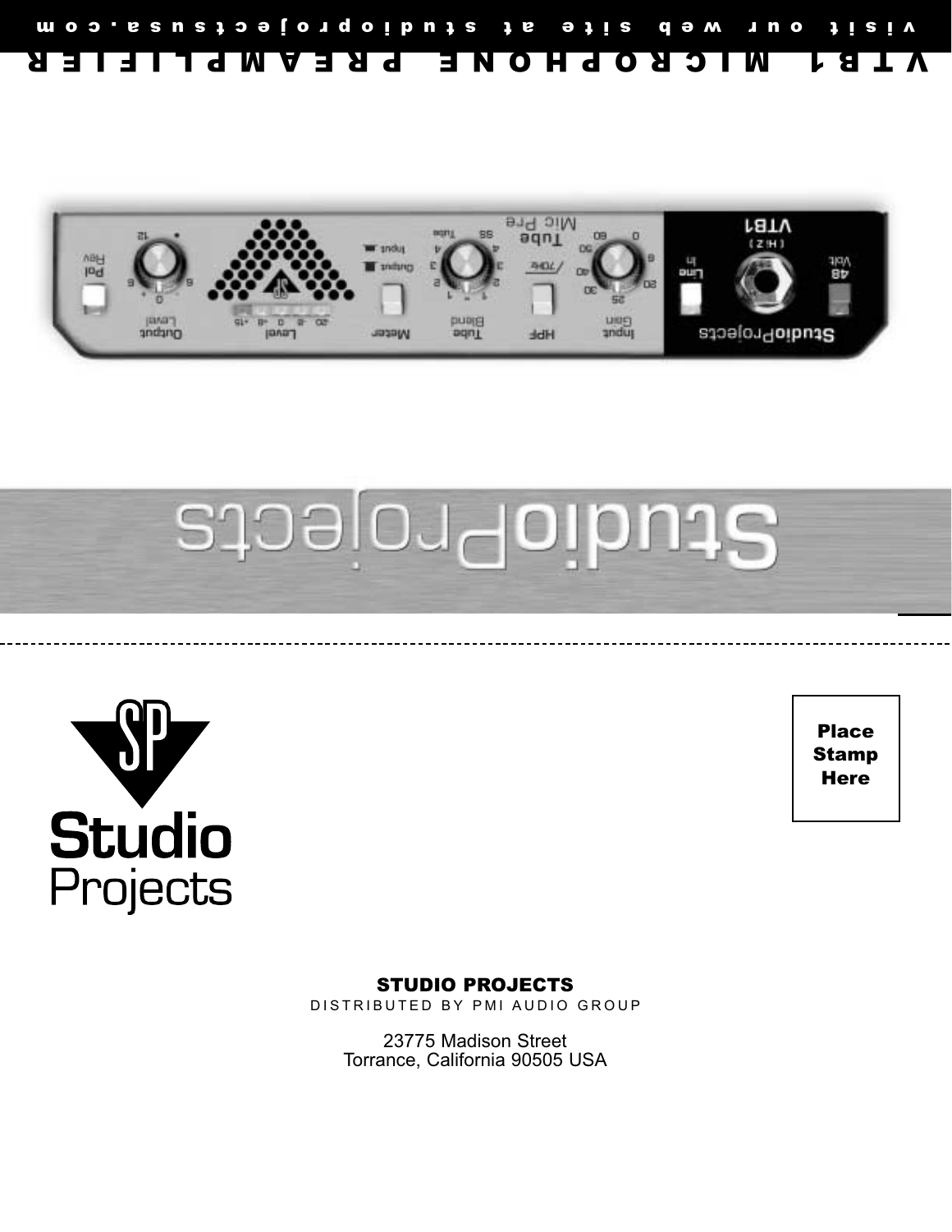# VTB1 MICROPHONE PREAMPLIFIER

visit our web site at studioprojectsusa.com

Place Stamp Here

**STUDIO PROJECTS**

DISTRIBUTED BY PMI AUDIO GROUP

23775 Madison Street
Torrance, California 90505 USA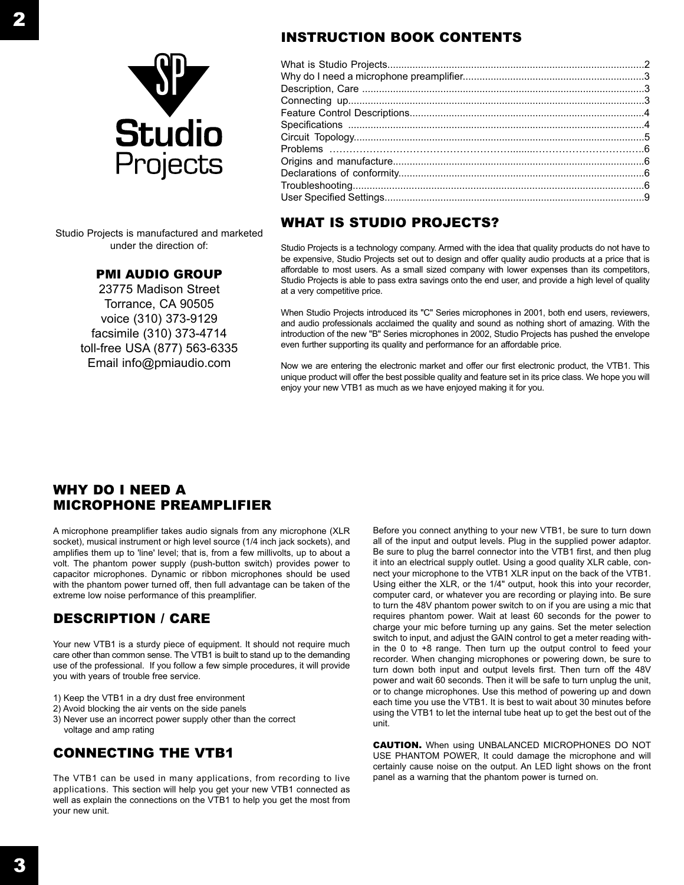Studio Projects is manufactured and marketed under the direction of:

**PMI AUDIO GROUP**
23775 Madison Street
Torrance, CA 90505
voice (310) 373-9129
facsimile (310) 373-4714
toll-free USA (877) 563-6335
Email info@pmiaudio.com

## INSTRUCTION BOOK CONTENTS

What is Studio Projects....................2
Why do I need a microphone preamplifier....................3
Description, Care....................3
Connecting up....................3
Feature Control Descriptions....................4
Specifications....................4
Circuit Topology....................5
Problems....................6
Origins and manufacture....................6
Declarations of conformity....................6
Troubleshooting....................6
User Specified Settings....................9

## WHAT IS STUDIO PROJECTS?

Studio Projects is a technology company. Armed with the idea that quality products do not have to be expensive, Studio Projects set out to design and offer quality audio products at a price that is affordable to most users. As a small sized company with lower expenses than its competitors, Studio Projects is able to pass extra savings onto the end user, and provide a high level of quality at a very competitive price.

When Studio Projects introduced its "C" Series microphones in 2001, both end users, reviewers, and audio professionals acclaimed the quality and sound as nothing short of amazing. With the introduction of the new "B" Series microphones in 2002, Studio Projects has pushed the envelope even further supporting its quality and performance for an affordable price.

Now we are entering the electronic market and offer our first electronic product, the VTB1. This unique product will offer the best possible quality and feature set in its price class. We hope you will enjoy your new VTB1 as much as we have enjoyed making it for you.

## WHY DO I NEED A MICROPHONE PREAMPLIFIER

A microphone preamplifier takes audio signals from any microphone (XLR socket), musical instrument or high level source (1/4 inch jack sockets), and amplifies them up to 'line' level; that is, from a few millivolts, up to about a volt. The phantom power supply (push-button switch) provides power to capacitor microphones. Dynamic or ribbon microphones should be used with the phantom power turned off, then full advantage can be taken of the extreme low noise performance of this preamplifier.

## DESCRIPTION / CARE

Your new VTB1 is a sturdy piece of equipment. It should not require much care other than common sense. The VTB1 is built to stand up to the demanding use of the professional. If you follow a few simple procedures, it will provide you with years of trouble free service.

1) Keep the VTB1 in a dry dust free environment
2) Avoid blocking the air vents on the side panels
3) Never use an incorrect power supply other than the correct voltage and amp rating

## CONNECTING THE VTB1

The VTB1 can be used in many applications, from recording to live applications. This section will help you get your new VTB1 connected as well as explain the connections on the VTB1 to help you get the most from your new unit.

Before you connect anything to your new VTB1, be sure to turn down all of the input and output levels. Plug in the supplied power adaptor. Be sure to plug the barrel connector into the VTB1 first, and then plug it into an electrical supply outlet. Using a good quality XLR cable, connect your microphone to the VTB1 XLR input on the back of the VTB1. Using either the XLR, or the 1/4" output, hook this into your recorder, computer card, or whatever you are recording or playing into. Be sure to turn the 48V phantom power switch to on if you are using a mic that requires phantom power. Wait at least 60 seconds for the power to charge your mic before turning up any gains. Set the meter selection switch to input, and adjust the GAIN control to get a meter reading within the 0 to +8 range. Then turn up the output control to feed your recorder. When changing microphones or powering down, be sure to turn down both input and output levels first. Then turn off the 48V power and wait 60 seconds. Then it will be safe to turn unplug the unit, or to change microphones. Use this method of powering up and down each time you use the VTB1. It is best to wait about 30 minutes before using the VTB1 to let the internal tube heat up to get the best out of the unit.

**CAUTION.** When using UNBALANCED MICROPHONES DO NOT USE PHANTOM POWER, It could damage the microphone and will certainly cause noise on the output. An LED light shows on the front panel as a warning that the phantom power is turned on.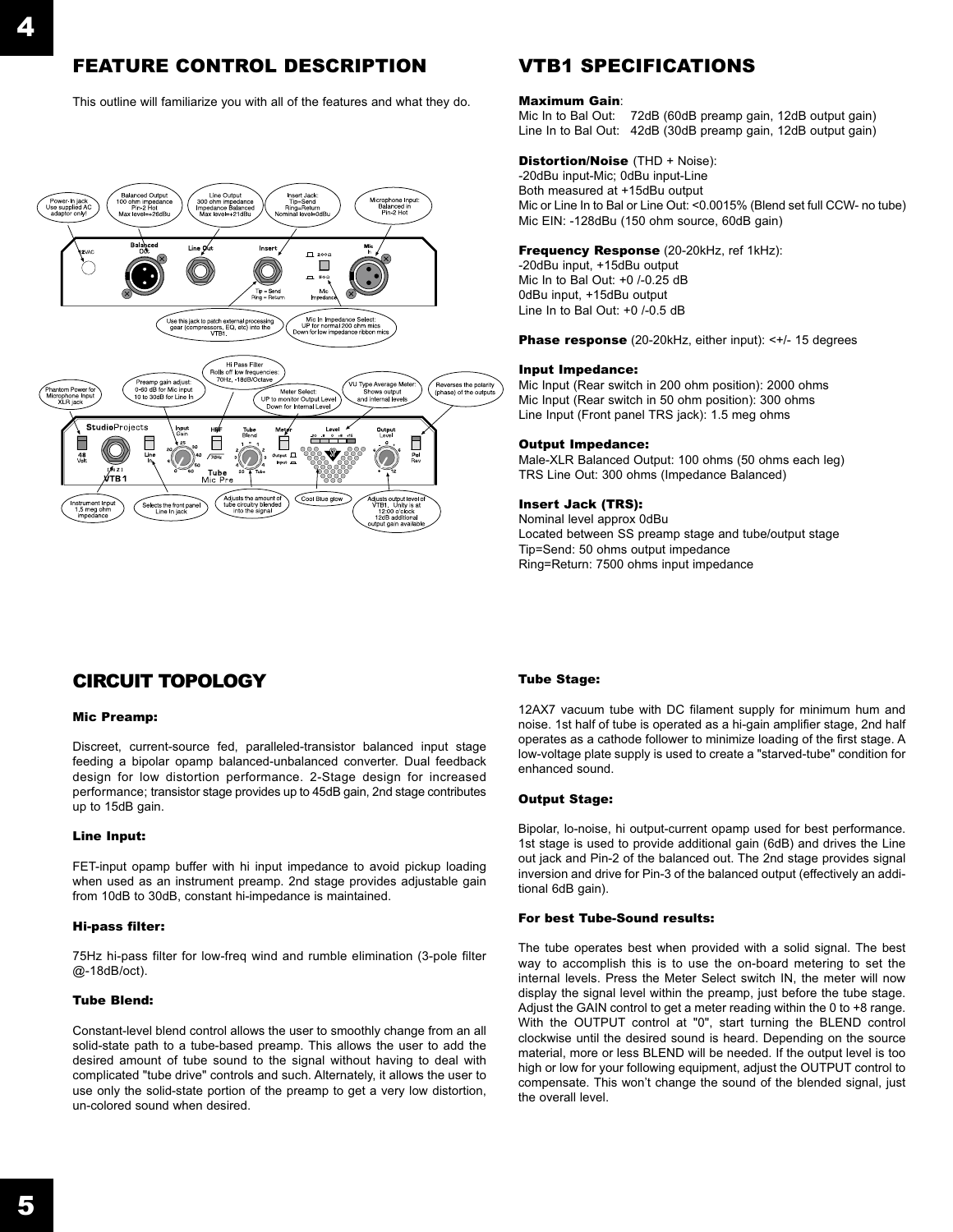# FEATURE CONTROL DESCRIPTION

This outline will familiarize you with all of the features and what they do.

Power-In jack
Use supplied AC adaptor only!

Balanced Output
100 ohm impedance
Pin-2 Hot
Max level=+26dBu

Line Output
300 ohm impedance
Impedance Balanced
Max level=+21dBu

Insert Jack:
Tip=Send
Ring=Return
Nominal level=0dBu

Microphone Input:
Balanced in
Pin-2 Hot

Use this jack to patch external processing gear (compressors, EQ, etc) into the VTB1.

Mic In Impedance Select:
UP for normal 200 ohm mics
Down for low impedance ribbon mics

Phantom Power for Microphone Input XLR jack

Preamp gain adjust:
0-60 dB for Mic input
10 to 30dB for Line In

Hi Pass Filter
Rolls off low frequencies:
70Hz, -18dB/Octave

Meter Select:
UP to monitor Output Level
Down for Internal Level

VU Type Average Meter:
Shows output and internal levels

Reverses the polarity (phase) of the outputs

Instrument Input
1.5 meg ohm impedance

Selects the front panel Line In jack

Adjusts the amount of tube circuitry blended into the signal

Cool Blue glow

Adjusts output level of VTB1. Unity is at 12:00 o'clock
12dB additional output gain available

# VTB1 SPECIFICATIONS

**Maximum Gain**:
Mic In to Bal Out: 72dB (60dB preamp gain, 12dB output gain)
Line In to Bal Out: 42dB (30dB preamp gain, 12dB output gain)

**Distortion/Noise** (THD + Noise):
-20dBu input-Mic; 0dBu input-Line
Both measured at +15dBu output
Mic or Line In to Bal or Line Out: <0.0015% (Blend set full CCW- no tube)
Mic EIN: -128dBu (150 ohm source, 60dB gain)

**Frequency Response** (20-20kHz, ref 1kHz):
-20dBu input, +15dBu output
Mic In to Bal Out: +0 /-0.25 dB
0dBu input, +15dBu output
Line In to Bal Out: +0 /-0.5 dB

**Phase response** (20-20kHz, either input): <+/- 15 degrees

**Input Impedance:**
Mic Input (Rear switch in 200 ohm position): 2000 ohms
Mic Input (Rear switch in 50 ohm position): 300 ohms
Line Input (Front panel TRS jack): 1.5 meg ohms

**Output Impedance:**
Male-XLR Balanced Output: 100 ohms (50 ohms each leg)
TRS Line Out: 300 ohms (Impedance Balanced)

**Insert Jack (TRS):**
Nominal level approx 0dBu
Located between SS preamp stage and tube/output stage
Tip=Send: 50 ohms output impedance
Ring=Return: 7500 ohms input impedance

# CIRCUIT TOPOLOGY

**Mic Preamp:**

Discreet, current-source fed, paralleled-transistor balanced input stage feeding a bipolar opamp balanced-unbalanced converter. Dual feedback design for low distortion performance. 2-Stage design for increased performance; transistor stage provides up to 45dB gain, 2nd stage contributes up to 15dB gain.

**Line Input:**

FET-input opamp buffer with hi input impedance to avoid pickup loading when used as an instrument preamp. 2nd stage provides adjustable gain from 10dB to 30dB, constant hi-impedance is maintained.

**Hi-pass filter:**

75Hz hi-pass filter for low-freq wind and rumble elimination (3-pole filter @-18dB/oct).

**Tube Blend:**

Constant-level blend control allows the user to smoothly change from an all solid-state path to a tube-based preamp. This allows the user to add the desired amount of tube sound to the signal without having to deal with complicated "tube drive" controls and such. Alternately, it allows the user to use only the solid-state portion of the preamp to get a very low distortion, un-colored sound when desired.

**Tube Stage:**

12AX7 vacuum tube with DC filament supply for minimum hum and noise. 1st half of tube is operated as a hi-gain amplifier stage, 2nd half operates as a cathode follower to minimize loading of the first stage. A low-voltage plate supply is used to create a "starved-tube" condition for enhanced sound.

**Output Stage:**

Bipolar, lo-noise, hi output-current opamp used for best performance. 1st stage is used to provide additional gain (6dB) and drives the Line out jack and Pin-2 of the balanced out. The 2nd stage provides signal inversion and drive for Pin-3 of the balanced output (effectively an additional 6dB gain).

**For best Tube-Sound results:**

The tube operates best when provided with a solid signal. The best way to accomplish this is to use the on-board metering to set the internal levels. Press the Meter Select switch IN, the meter will now display the signal level within the preamp, just before the tube stage. Adjust the GAIN control to get a meter reading within the 0 to +8 range. With the OUTPUT control at "0", start turning the BLEND control clockwise until the desired sound is heard. Depending on the source material, more or less BLEND will be needed. If the output level is too high or low for your following equipment, adjust the OUTPUT control to compensate. This won't change the sound of the blended signal, just the overall level.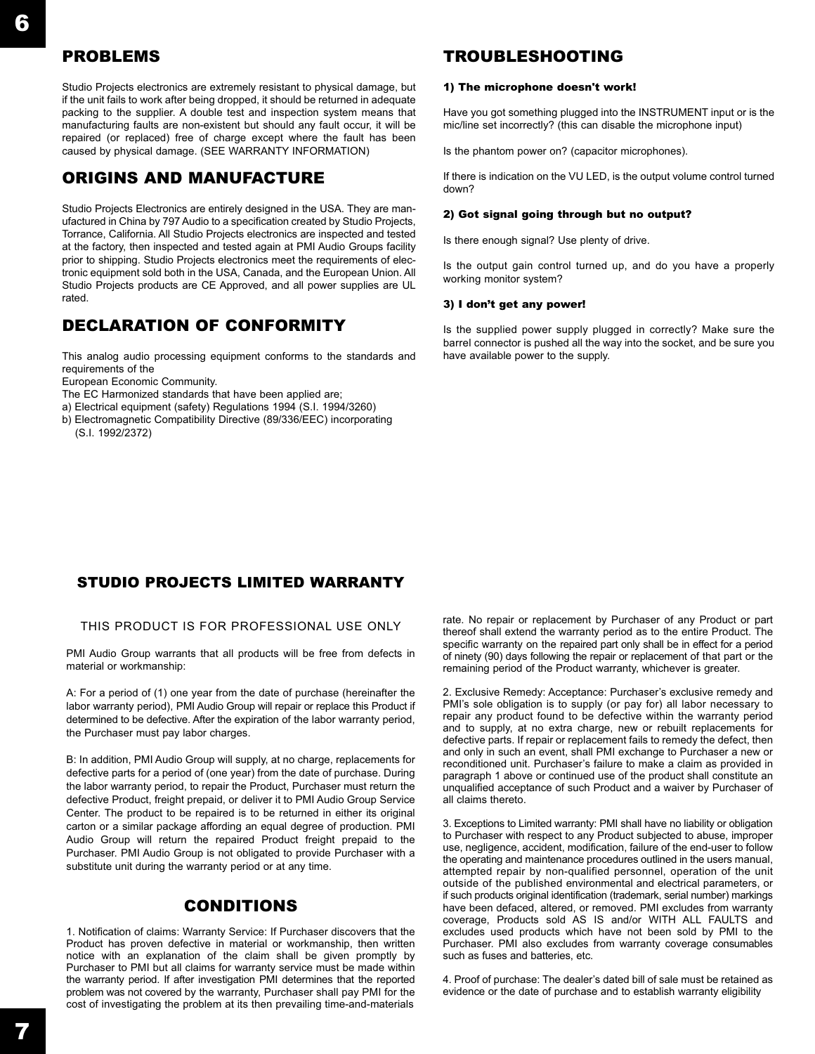## PROBLEMS

Studio Projects electronics are extremely resistant to physical damage, but if the unit fails to work after being dropped, it should be returned in adequate packing to the supplier. A double test and inspection system means that manufacturing faults are non-existent but should any fault occur, it will be repaired (or replaced) free of charge except where the fault has been caused by physical damage. (SEE WARRANTY INFORMATION)

## ORIGINS AND MANUFACTURE

Studio Projects Electronics are entirely designed in the USA. They are manufactured in China by 797 Audio to a specification created by Studio Projects, Torrance, California. All Studio Projects electronics are inspected and tested at the factory, then inspected and tested again at PMI Audio Groups facility prior to shipping. Studio Projects electronics meet the requirements of electronic equipment sold both in the USA, Canada, and the European Union. All Studio Projects products are CE Approved, and all power supplies are UL rated.

## DECLARATION OF CONFORMITY

This analog audio processing equipment conforms to the standards and requirements of the
European Economic Community.
The EC Harmonized standards that have been applied are;
a) Electrical equipment (safety) Regulations 1994 (S.I. 1994/3260)
b) Electromagnetic Compatibility Directive (89/336/EEC) incorporating (S.I. 1992/2372)

## TROUBLESHOOTING

**1) The microphone doesn't work!**

Have you got something plugged into the INSTRUMENT input or is the mic/line set incorrectly? (this can disable the microphone input)

Is the phantom power on? (capacitor microphones).

If there is indication on the VU LED, is the output volume control turned down?

**2) Got signal going through but no output?**

Is there enough signal? Use plenty of drive.

Is the output gain control turned up, and do you have a properly working monitor system?

**3) I don't get any power!**

Is the supplied power supply plugged in correctly? Make sure the barrel connector is pushed all the way into the socket, and be sure you have available power to the supply.

## STUDIO PROJECTS LIMITED WARRANTY

THIS PRODUCT IS FOR PROFESSIONAL USE ONLY

PMI Audio Group warrants that all products will be free from defects in material or workmanship:

A: For a period of (1) one year from the date of purchase (hereinafter the labor warranty period), PMI Audio Group will repair or replace this Product if determined to be defective. After the expiration of the labor warranty period, the Purchaser must pay labor charges.

B: In addition, PMI Audio Group will supply, at no charge, replacements for defective parts for a period of (one year) from the date of purchase. During the labor warranty period, to repair the Product, Purchaser must return the defective Product, freight prepaid, or deliver it to PMI Audio Group Service Center. The product to be repaired is to be returned in either its original carton or a similar package affording an equal degree of production. PMI Audio Group will return the repaired Product freight prepaid to the Purchaser. PMI Audio Group is not obligated to provide Purchaser with a substitute unit during the warranty period or at any time.

## CONDITIONS

1. Notification of claims: Warranty Service: If Purchaser discovers that the Product has proven defective in material or workmanship, then written notice with an explanation of the claim shall be given promptly by Purchaser to PMI but all claims for warranty service must be made within the warranty period. If after investigation PMI determines that the reported problem was not covered by the warranty, Purchaser shall pay PMI for the cost of investigating the problem at its then prevailing time-and-materials rate. No repair or replacement by Purchaser of any Product or part thereof shall extend the warranty period as to the entire Product. The specific warranty on the repaired part only shall be in effect for a period of ninety (90) days following the repair or replacement of that part or the remaining period of the Product warranty, whichever is greater.

2. Exclusive Remedy: Acceptance: Purchaser's exclusive remedy and PMI's sole obligation is to supply (or pay for) all labor necessary to repair any product found to be defective within the warranty period and to supply, at no extra charge, new or rebuilt replacements for defective parts. If repair or replacement fails to remedy the defect, then and only in such an event, shall PMI exchange to Purchaser a new or reconditioned unit. Purchaser's failure to make a claim as provided in paragraph 1 above or continued use of the product shall constitute an unqualified acceptance of such Product and a waiver by Purchaser of all claims thereto.

3. Exceptions to Limited warranty: PMI shall have no liability or obligation to Purchaser with respect to any Product subjected to abuse, improper use, negligence, accident, modification, failure of the end-user to follow the operating and maintenance procedures outlined in the users manual, attempted repair by non-qualified personnel, operation of the unit outside of the published environmental and electrical parameters, or if such products original identification (trademark, serial number) markings have been defaced, altered, or removed. PMI excludes from warranty coverage, Products sold AS IS and/or WITH ALL FAULTS and excludes used products which have not been sold by PMI to the Purchaser. PMI also excludes from warranty coverage consumables such as fuses and batteries, etc.

4. Proof of purchase: The dealer's dated bill of sale must be retained as evidence or the date of purchase and to establish warranty eligibility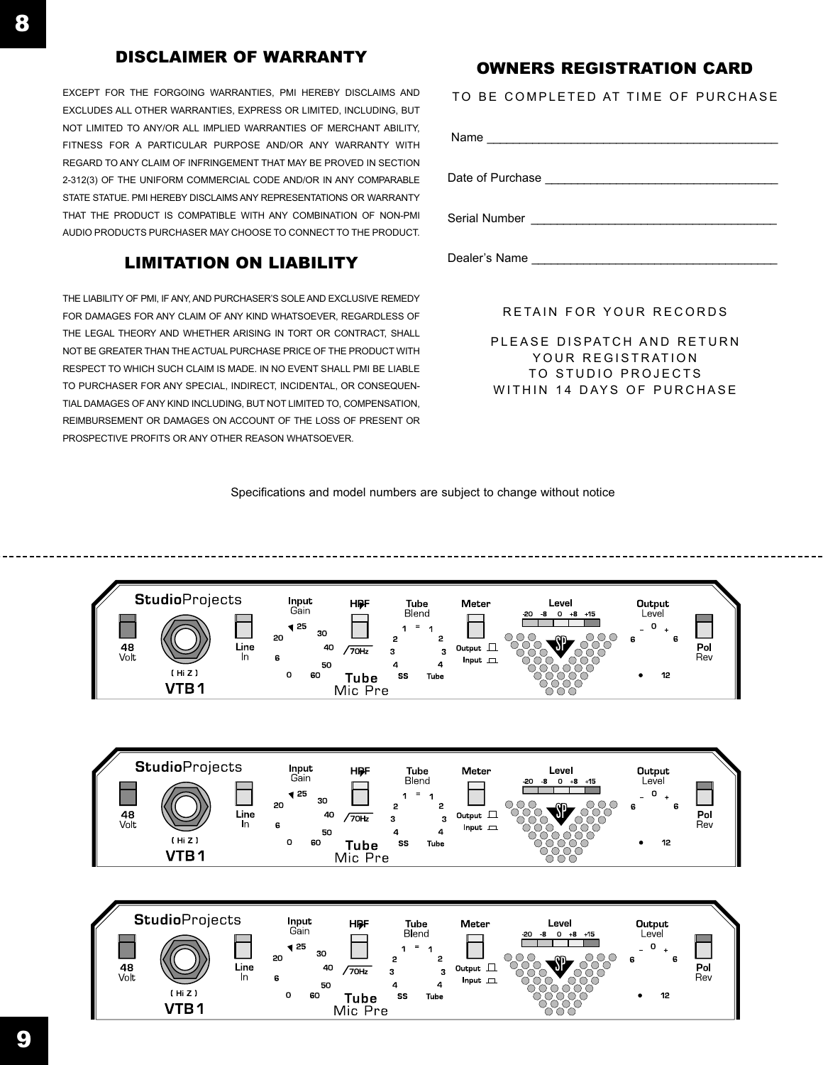## DISCLAIMER OF WARRANTY

EXCEPT FOR THE FORGOING WARRANTIES, PMI HEREBY DISCLAIMS AND EXCLUDES ALL OTHER WARRANTIES, EXPRESS OR LIMITED, INCLUDING, BUT NOT LIMITED TO ANY/OR ALL IMPLIED WARRANTIES OF MERCHANT ABILITY, FITNESS FOR A PARTICULAR PURPOSE AND/OR ANY WARRANTY WITH REGARD TO ANY CLAIM OF INFRINGEMENT THAT MAY BE PROVED IN SECTION 2-312(3) OF THE UNIFORM COMMERCIAL CODE AND/OR IN ANY COMPARABLE STATE STATUE. PMI HEREBY DISCLAIMS ANY REPRESENTATIONS OR WARRANTY THAT THE PRODUCT IS COMPATIBLE WITH ANY COMBINATION OF NON-PMI AUDIO PRODUCTS PURCHASER MAY CHOOSE TO CONNECT TO THE PRODUCT.

## LIMITATION ON LIABILITY

THE LIABILITY OF PMI, IF ANY, AND PURCHASER'S SOLE AND EXCLUSIVE REMEDY FOR DAMAGES FOR ANY CLAIM OF ANY KIND WHATSOEVER, REGARDLESS OF THE LEGAL THEORY AND WHETHER ARISING IN TORT OR CONTRACT, SHALL NOT BE GREATER THAN THE ACTUAL PURCHASE PRICE OF THE PRODUCT WITH RESPECT TO WHICH SUCH CLAIM IS MADE. IN NO EVENT SHALL PMI BE LIABLE TO PURCHASER FOR ANY SPECIAL, INDIRECT, INCIDENTAL, OR CONSEQUENTIAL DAMAGES OF ANY KIND INCLUDING, BUT NOT LIMITED TO, COMPENSATION, REIMBURSEMENT OR DAMAGES ON ACCOUNT OF THE LOSS OF PRESENT OR PROSPECTIVE PROFITS OR ANY OTHER REASON WHATSOEVER.

## OWNERS REGISTRATION CARD

TO BE COMPLETED AT TIME OF PURCHASE

Name ___________________________________________

Date of Purchase __________________________________

Serial Number ____________________________________

Dealer's Name ____________________________________

RETAIN FOR YOUR RECORDS

PLEASE DISPATCH AND RETURN YOUR REGISTRATION TO STUDIO PROJECTS WITHIN 14 DAYS OF PURCHASE

Specifications and model numbers are subject to change without notice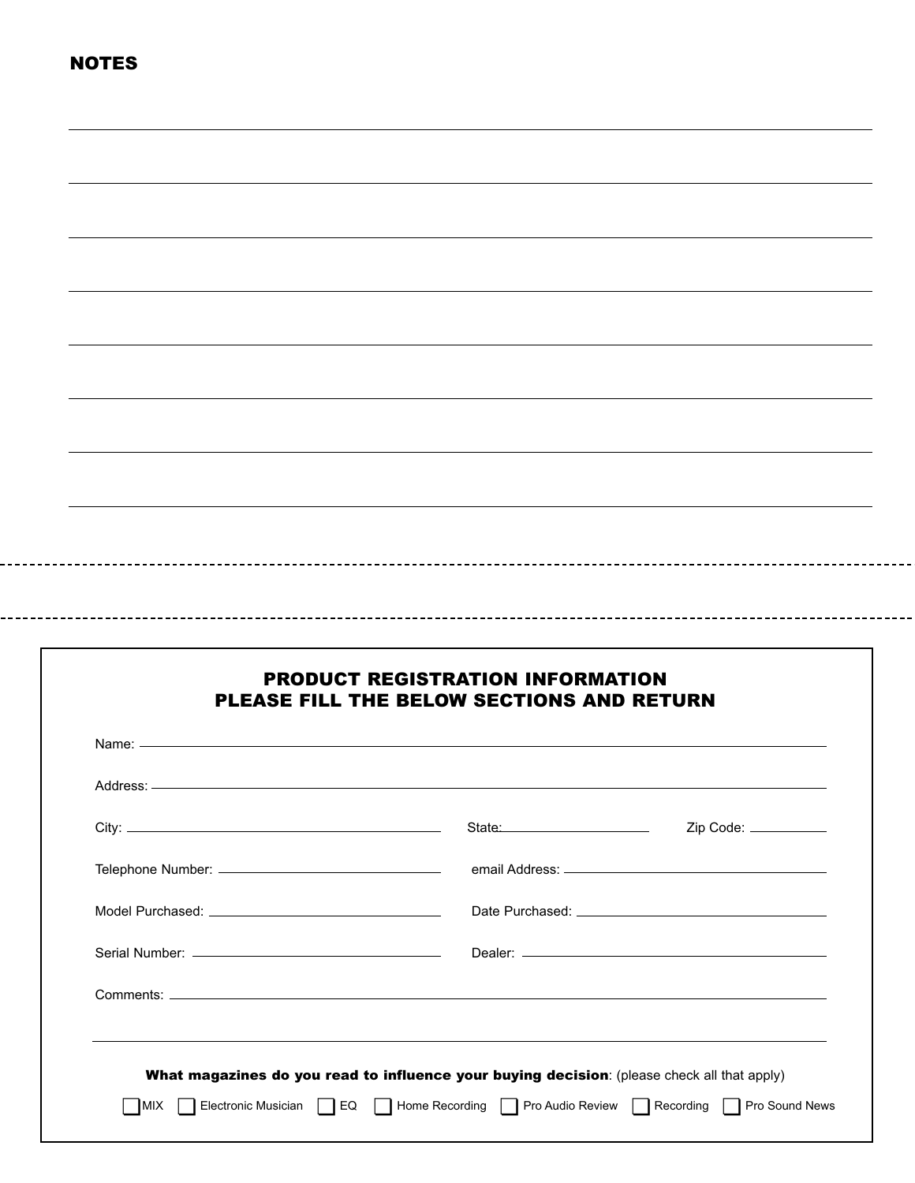## NOTES

---

## PRODUCT REGISTRATION INFORMATION
## PLEASE FILL THE BELOW SECTIONS AND RETURN

Name: ____________________

Address: ____________________

City: ____________________ State: ____________________ Zip Code: ____________________

Telephone Number: ____________________ email Address: ____________________

Model Purchased: ____________________ Date Purchased: ____________________

Serial Number: ____________________ Dealer: ____________________

Comments: ____________________

**What magazines do you read to influence your buying decision**: (please check all that apply)

- [ ] MIX
- [ ] Electronic Musician
- [ ] EQ
- [ ] Home Recording
- [ ] Pro Audio Review
- [ ] Recording
- [ ] Pro Sound News